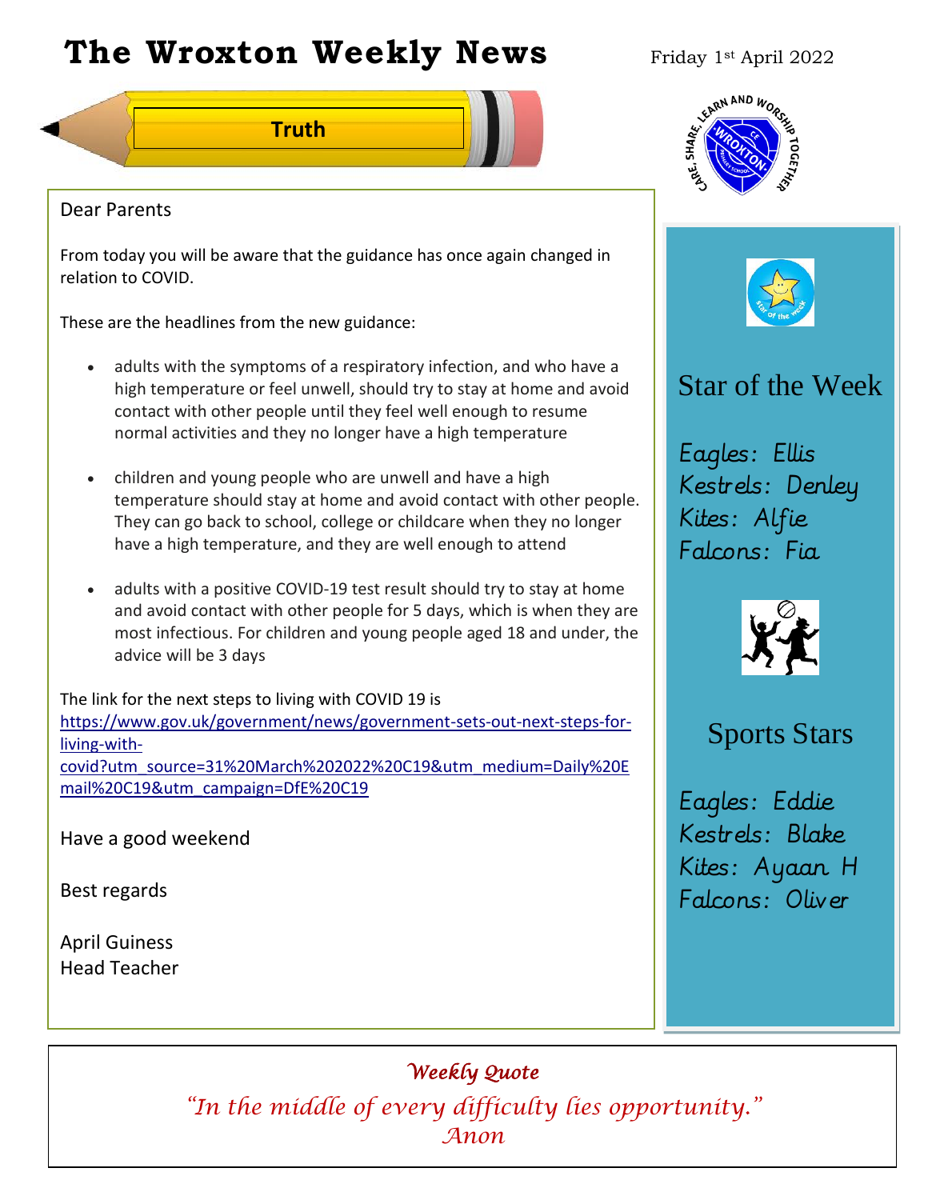# The Wroxton Weekly News

Friday 1st April 2022

## Truth

Dear Parents

From today you will be aware that the guidance has once again changed in relation to COVID.

These are the headlines from the new guidance:

- adults with the symptoms of a respiratory infection, and who have a high temperature or feel unwell, should try to stay at home and avoid contact with other people until they feel well enough to resume normal activities and they no longer have a high temperature
- children and young people who are unwell and have a high temperature should stay at home and avoid contact with other people. They can go back to school, college or childcare when they no longer have a high temperature, and they are well enough to attend
- adults with a positive COVID-19 test result should try to stay at home and avoid contact with other people for 5 days, which is when they are most infectious. For children and young people aged 18 and under, the advice will be 3 days

The link for the next steps to living with COVID 19 is https://www.gov.uk/government/news/government-sets-out-next-steps-for-living-with-covid?utm_source=31%20March%202022%20C19&utm_medium=Daily%20Email%20C19&utm_campaign=DfE%20C19

Have a good weekend

Best regards

April Guiness
Head Teacher

CARE, SHARE, LEARN AND WORSHIP TOGETHER
WROXTON CE PRIMARY SCHOOL

## Star of the Week

Eagles: Ellis
Kestrels: Denley
Kites: Alfie
Falcons: Fia

## Sports Stars

Eagles: Eddie
Kestrels: Blake
Kites: Ayaan H
Falcons: Oliver

*Weekly Quote*

*"In the middle of every difficulty lies opportunity."*
*Anon*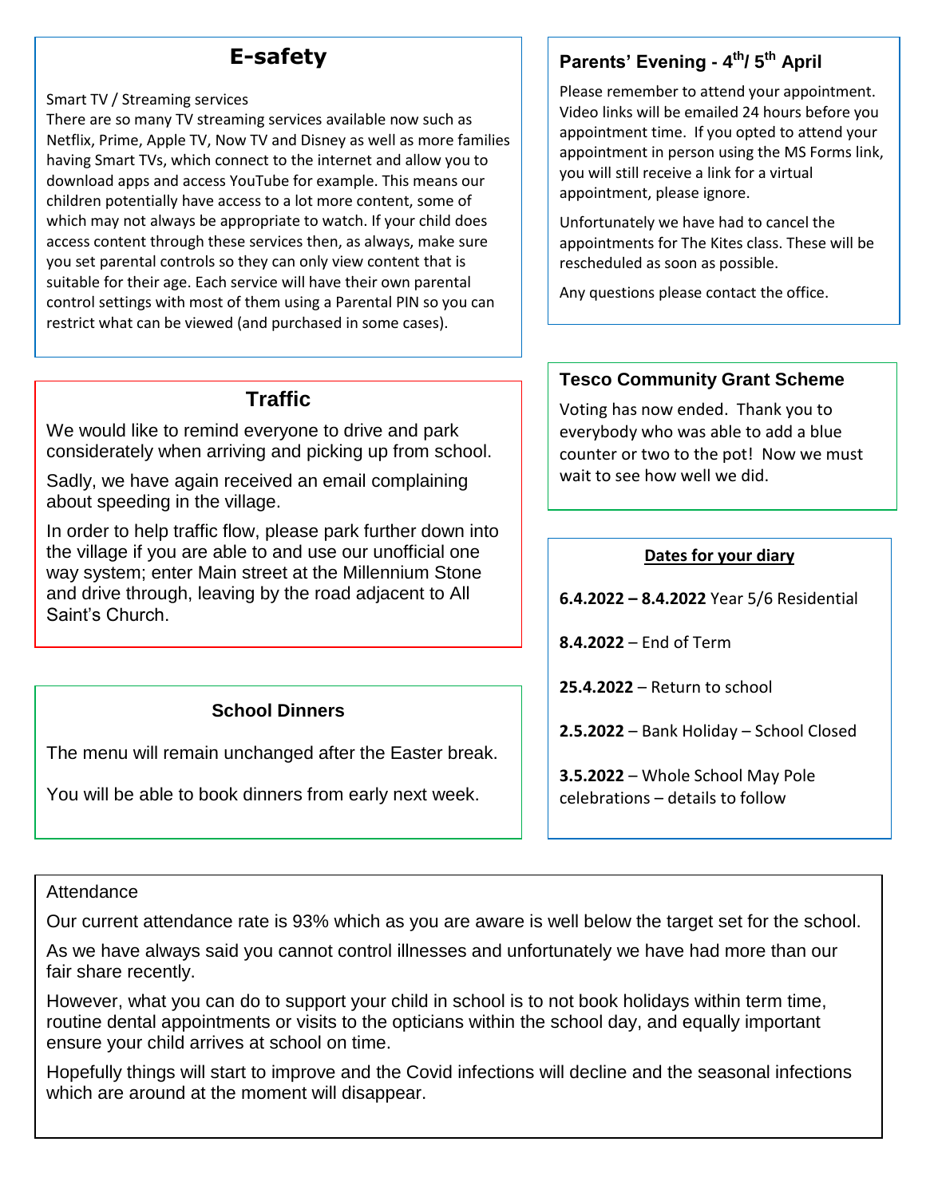## E-safety

Smart TV / Streaming services

There are so many TV streaming services available now such as Netflix, Prime, Apple TV, Now TV and Disney as well as more families having Smart TVs, which connect to the internet and allow you to download apps and access YouTube for example. This means our children potentially have access to a lot more content, some of which may not always be appropriate to watch. If your child does access content through these services then, as always, make sure you set parental controls so they can only view content that is suitable for their age. Each service will have their own parental control settings with most of them using a Parental PIN so you can restrict what can be viewed (and purchased in some cases).

## Traffic

We would like to remind everyone to drive and park considerately when arriving and picking up from school.

Sadly, we have again received an email complaining about speeding in the village.

In order to help traffic flow, please park further down into the village if you are able to and use our unofficial one way system; enter Main street at the Millennium Stone and drive through, leaving by the road adjacent to All Saint's Church.

## School Dinners

The menu will remain unchanged after the Easter break.

You will be able to book dinners from early next week.

## Parents' Evening - 4th/ 5th April

Please remember to attend your appointment. Video links will be emailed 24 hours before you appointment time. If you opted to attend your appointment in person using the MS Forms link, you will still receive a link for a virtual appointment, please ignore.

Unfortunately we have had to cancel the appointments for The Kites class. These will be rescheduled as soon as possible.

Any questions please contact the office.

## Tesco Community Grant Scheme

Voting has now ended. Thank you to everybody who was able to add a blue counter or two to the pot! Now we must wait to see how well we did.

## Dates for your diary

**6.4.2022 – 8.4.2022** Year 5/6 Residential

**8.4.2022** – End of Term

**25.4.2022** – Return to school

**2.5.2022** – Bank Holiday – School Closed

**3.5.2022** – Whole School May Pole celebrations – details to follow

## Attendance

Our current attendance rate is 93% which as you are aware is well below the target set for the school.

As we have always said you cannot control illnesses and unfortunately we have had more than our fair share recently.

However, what you can do to support your child in school is to not book holidays within term time, routine dental appointments or visits to the opticians within the school day, and equally important ensure your child arrives at school on time.

Hopefully things will start to improve and the Covid infections will decline and the seasonal infections which are around at the moment will disappear.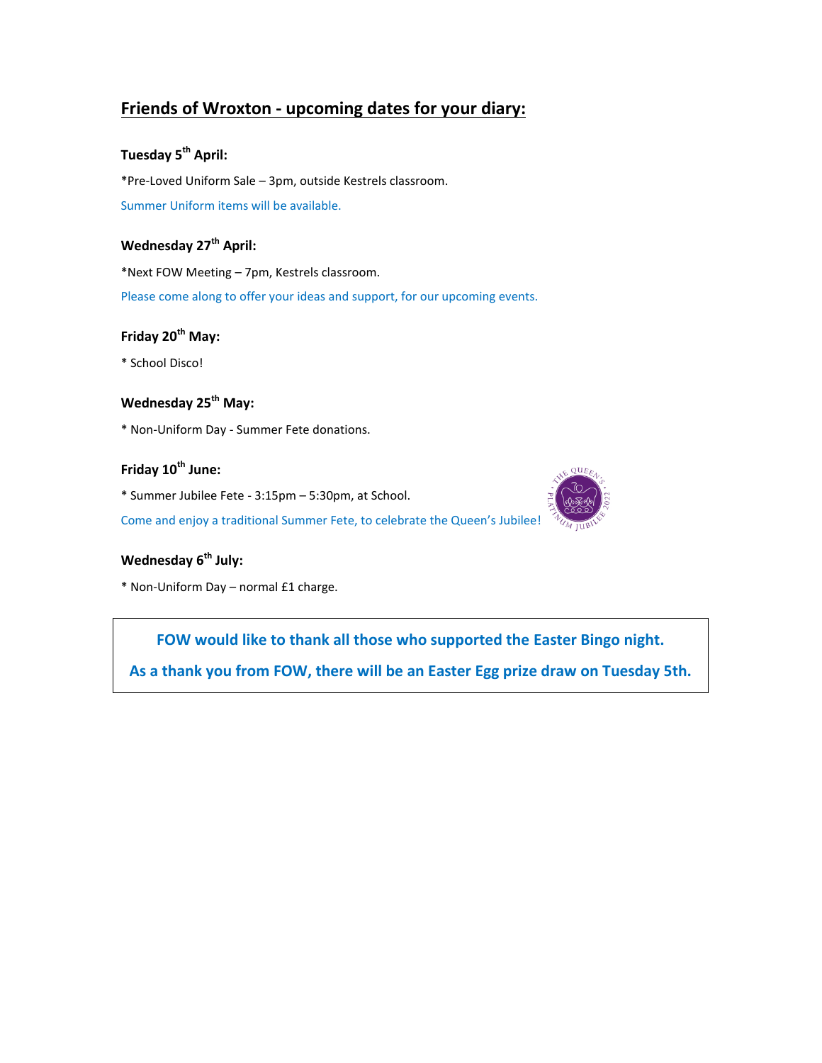## Friends of Wroxton - upcoming dates for your diary:

### Tuesday 5th April:

*Pre-Loved Uniform Sale – 3pm, outside Kestrels classroom.

Summer Uniform items will be available.

### Wednesday 27th April:

*Next FOW Meeting – 7pm, Kestrels classroom.

Please come along to offer your ideas and support, for our upcoming events.

### Friday 20th May:

* School Disco!

### Wednesday 25th May:

* Non-Uniform Day - Summer Fete donations.

### Friday 10th June:

* Summer Jubilee Fete - 3:15pm – 5:30pm, at School.

Come and enjoy a traditional Summer Fete, to celebrate the Queen's Jubilee!

### Wednesday 6th July:

* Non-Uniform Day – normal £1 charge.

**FOW would like to thank all those who supported the Easter Bingo night.**

**As a thank you from FOW, there will be an Easter Egg prize draw on Tuesday 5th.**